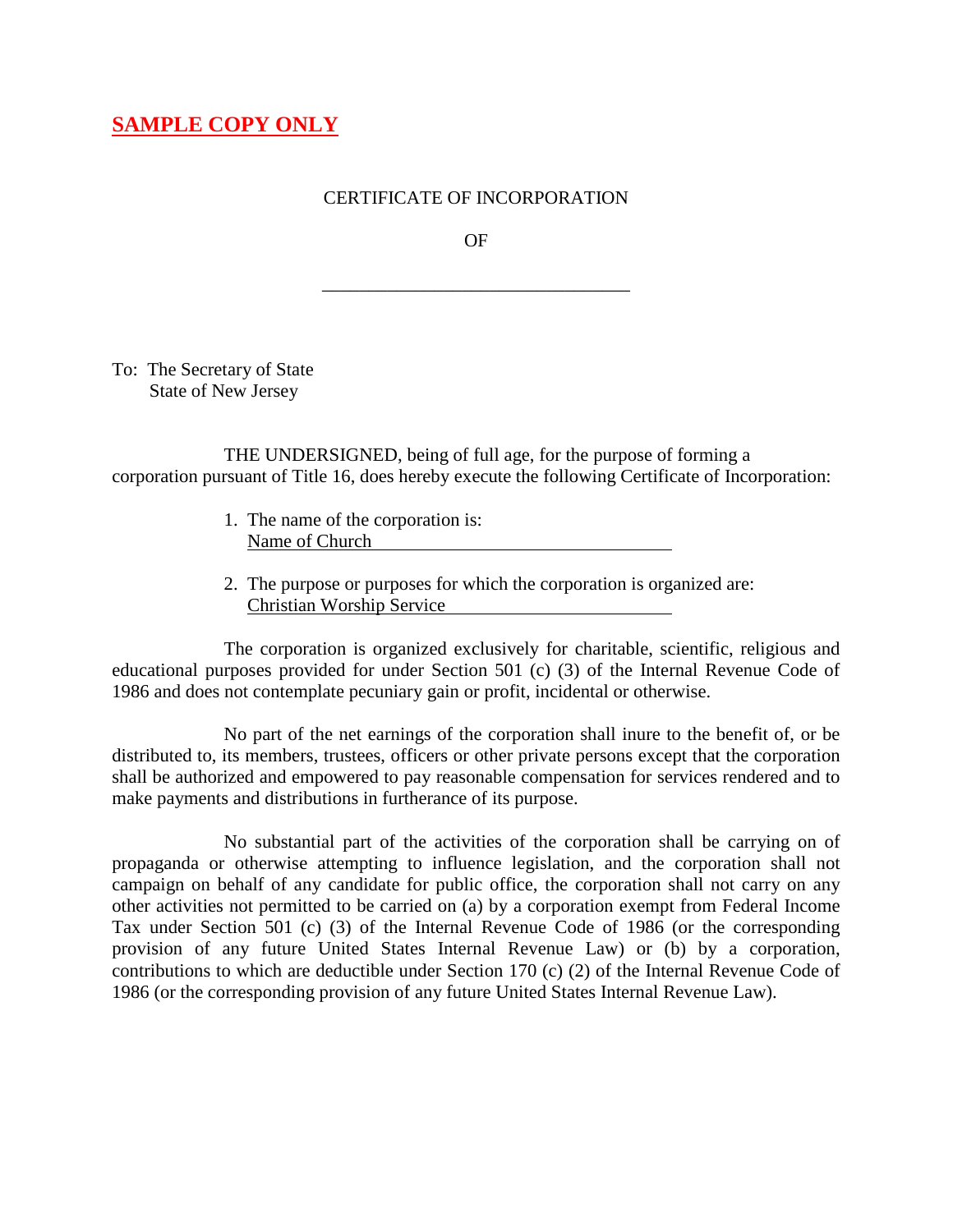**SAMPLE COPY ONLY**

CERTIFICATE OF INCORPORATION

OF

\_\_\_\_\_\_\_\_\_\_\_\_\_\_\_\_\_\_\_\_\_\_\_\_\_\_\_\_\_\_\_\_

To: The Secretary of State
State of New Jersey

THE UNDERSIGNED, being of full age, for the purpose of forming a corporation pursuant of Title 16, does hereby execute the following Certificate of Incorporation:

1. The name of the corporation is:
   Name of Church

2. The purpose or purposes for which the corporation is organized are:
   Christian Worship Service

The corporation is organized exclusively for charitable, scientific, religious and educational purposes provided for under Section 501 (c) (3) of the Internal Revenue Code of 1986 and does not contemplate pecuniary gain or profit, incidental or otherwise.

No part of the net earnings of the corporation shall inure to the benefit of, or be distributed to, its members, trustees, officers or other private persons except that the corporation shall be authorized and empowered to pay reasonable compensation for services rendered and to make payments and distributions in furtherance of its purpose.

No substantial part of the activities of the corporation shall be carrying on of propaganda or otherwise attempting to influence legislation, and the corporation shall not campaign on behalf of any candidate for public office, the corporation shall not carry on any other activities not permitted to be carried on (a) by a corporation exempt from Federal Income Tax under Section 501 (c) (3) of the Internal Revenue Code of 1986 (or the corresponding provision of any future United States Internal Revenue Law) or (b) by a corporation, contributions to which are deductible under Section 170 (c) (2) of the Internal Revenue Code of 1986 (or the corresponding provision of any future United States Internal Revenue Law).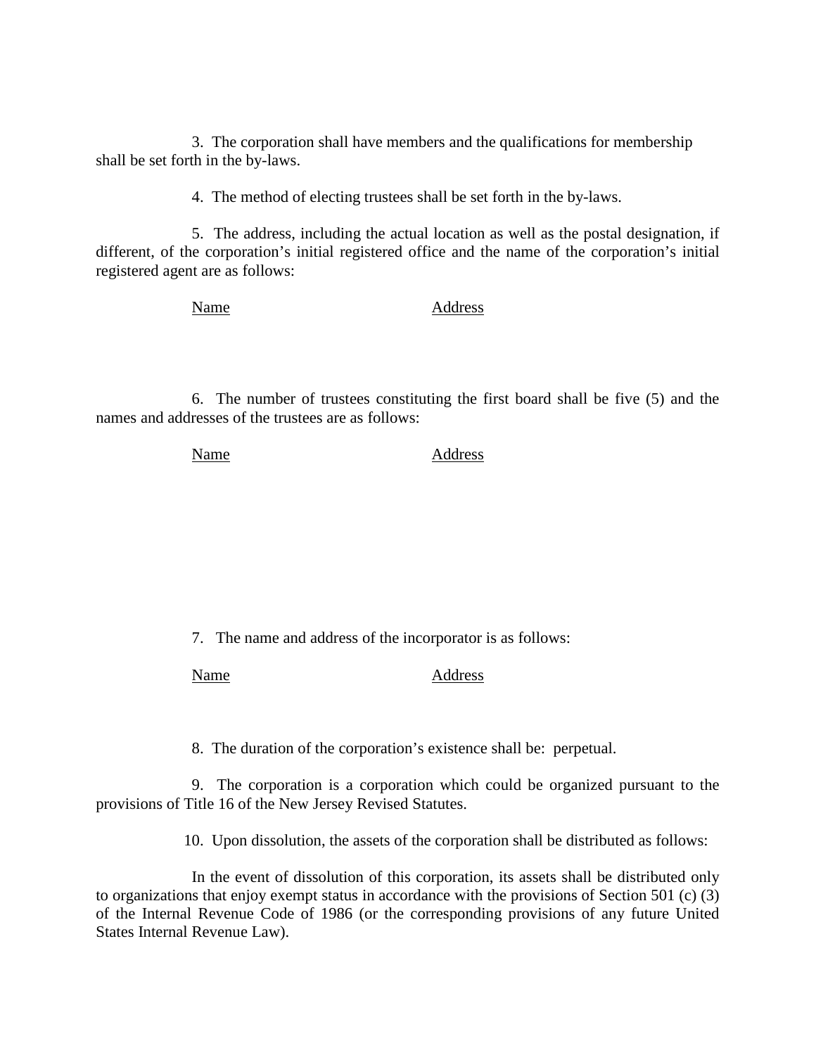3. The corporation shall have members and the qualifications for membership shall be set forth in the by-laws.

4. The method of electing trustees shall be set forth in the by-laws.

5. The address, including the actual location as well as the postal designation, if different, of the corporation's initial registered office and the name of the corporation's initial registered agent are as follows:

| Name | Address |
| --- | --- |
| | |

6. The number of trustees constituting the first board shall be five (5) and the names and addresses of the trustees are as follows:

| Name | Address |
| --- | --- |
| | |

7. The name and address of the incorporator is as follows:

| Name | Address |
| --- | --- |
| | |

8. The duration of the corporation's existence shall be: perpetual.

9. The corporation is a corporation which could be organized pursuant to the provisions of Title 16 of the New Jersey Revised Statutes.

10. Upon dissolution, the assets of the corporation shall be distributed as follows:

In the event of dissolution of this corporation, its assets shall be distributed only to organizations that enjoy exempt status in accordance with the provisions of Section 501 (c) (3) of the Internal Revenue Code of 1986 (or the corresponding provisions of any future United States Internal Revenue Law).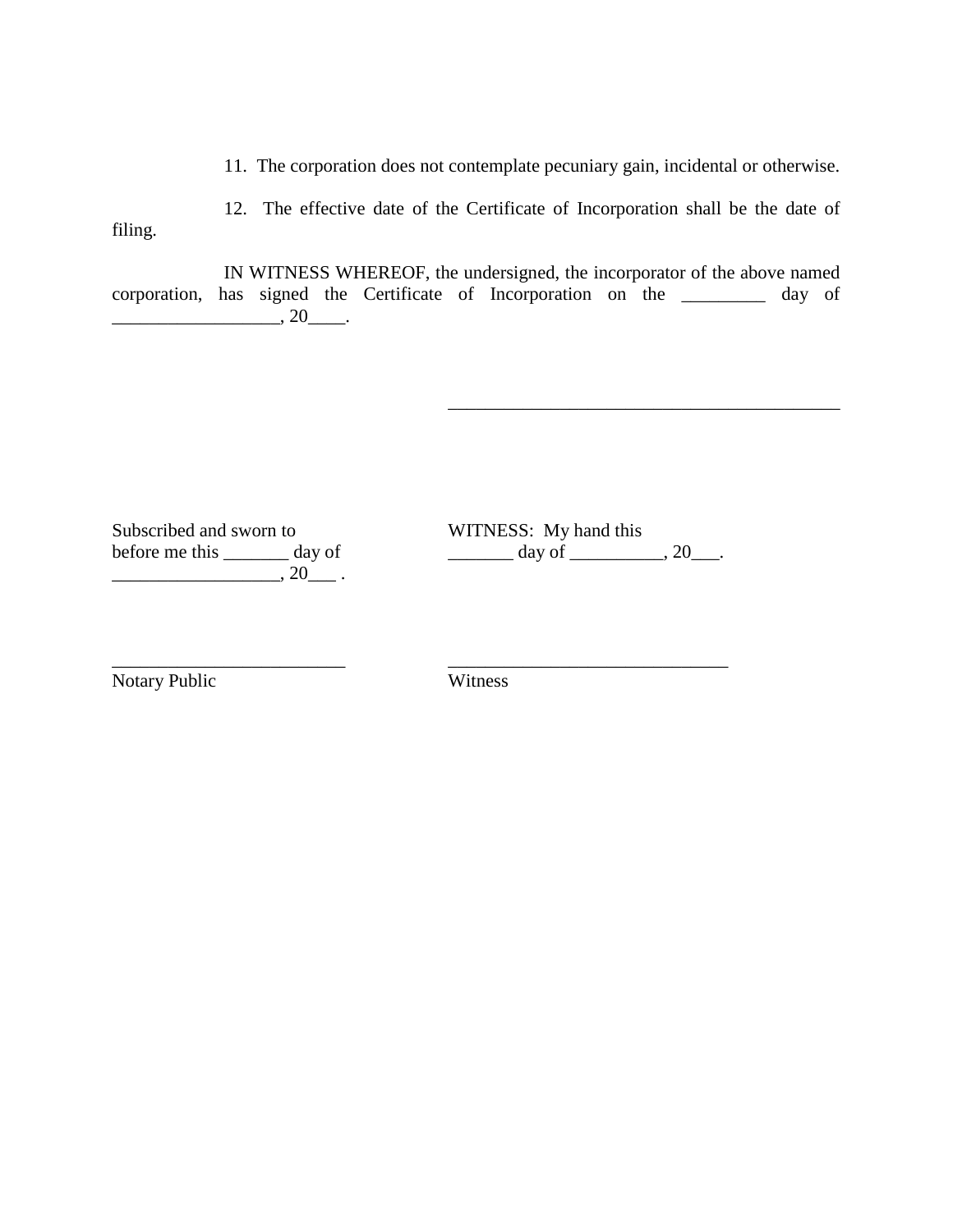11. The corporation does not contemplate pecuniary gain, incidental or otherwise.

12. The effective date of the Certificate of Incorporation shall be the date of filing.

IN WITNESS WHEREOF, the undersigned, the incorporator of the above named corporation, has signed the Certificate of Incorporation on the _________ day of __________________, 20____.

____________________________________________

Subscribed and sworn to before me this _______ day of __________________, 20___ .

_________________________
Notary Public

WITNESS: My hand this _______ day of __________, 20___.

_______________________________
Witness